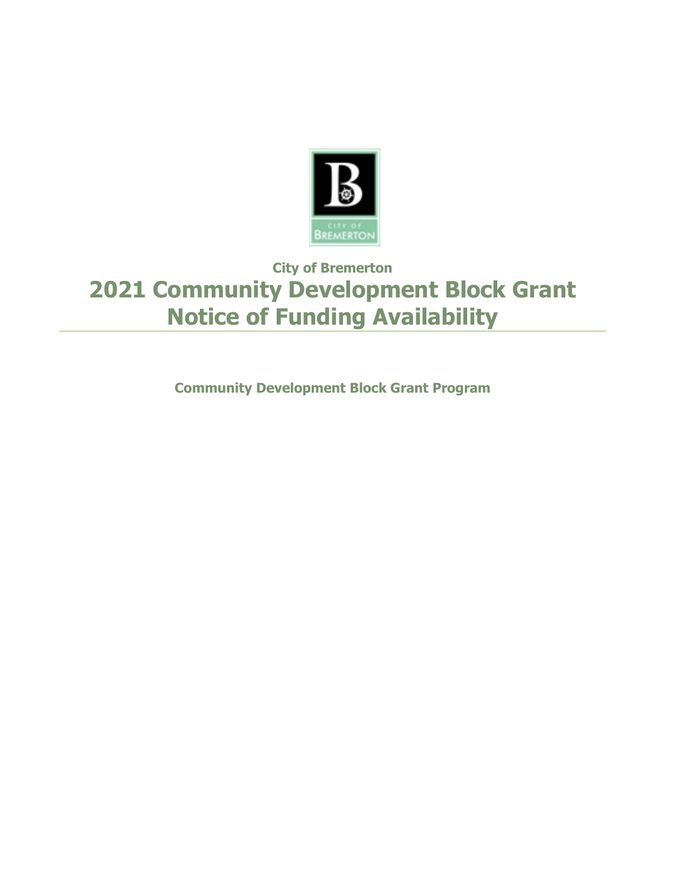**City of Bremerton**

# 2021 Community Development Block Grant Notice of Funding Availability

**Community Development Block Grant Program**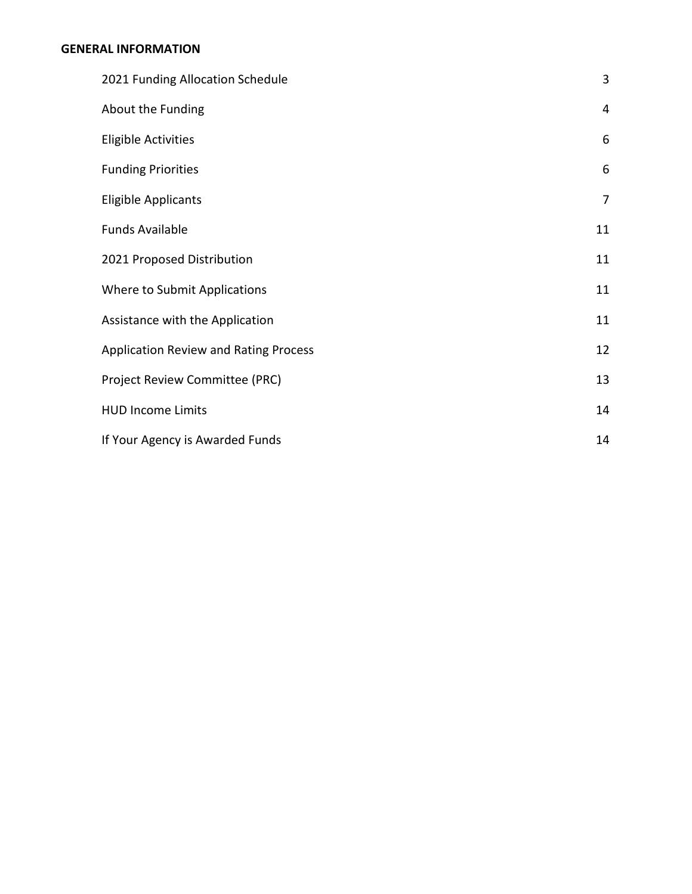**GENERAL INFORMATION**

| | |
|---|---|
| 2021 Funding Allocation Schedule | 3 |
| About the Funding | 4 |
| Eligible Activities | 6 |
| Funding Priorities | 6 |
| Eligible Applicants | 7 |
| Funds Available | 11 |
| 2021 Proposed Distribution | 11 |
| Where to Submit Applications | 11 |
| Assistance with the Application | 11 |
| Application Review and Rating Process | 12 |
| Project Review Committee (PRC) | 13 |
| HUD Income Limits | 14 |
| If Your Agency is Awarded Funds | 14 |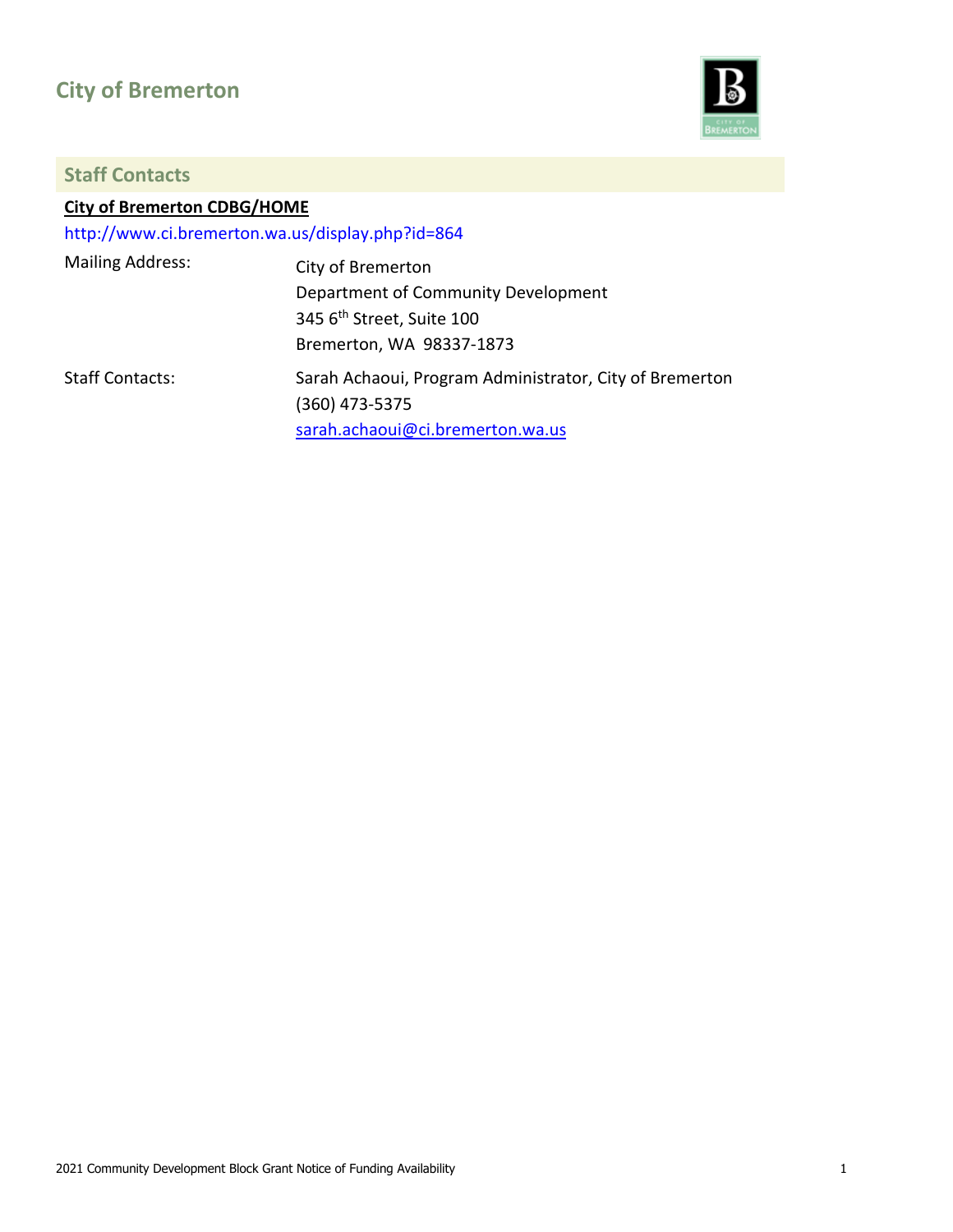# City of Bremerton

## Staff Contacts

**City of Bremerton CDBG/HOME**

http://www.ci.bremerton.wa.us/display.php?id=864

| | |
|---|---|
| Mailing Address: | City of Bremerton<br>Department of Community Development<br>345 6th Street, Suite 100<br>Bremerton, WA 98337-1873 |
| Staff Contacts: | Sarah Achaoui, Program Administrator, City of Bremerton<br>(360) 473-5375<br>sarah.achaoui@ci.bremerton.wa.us |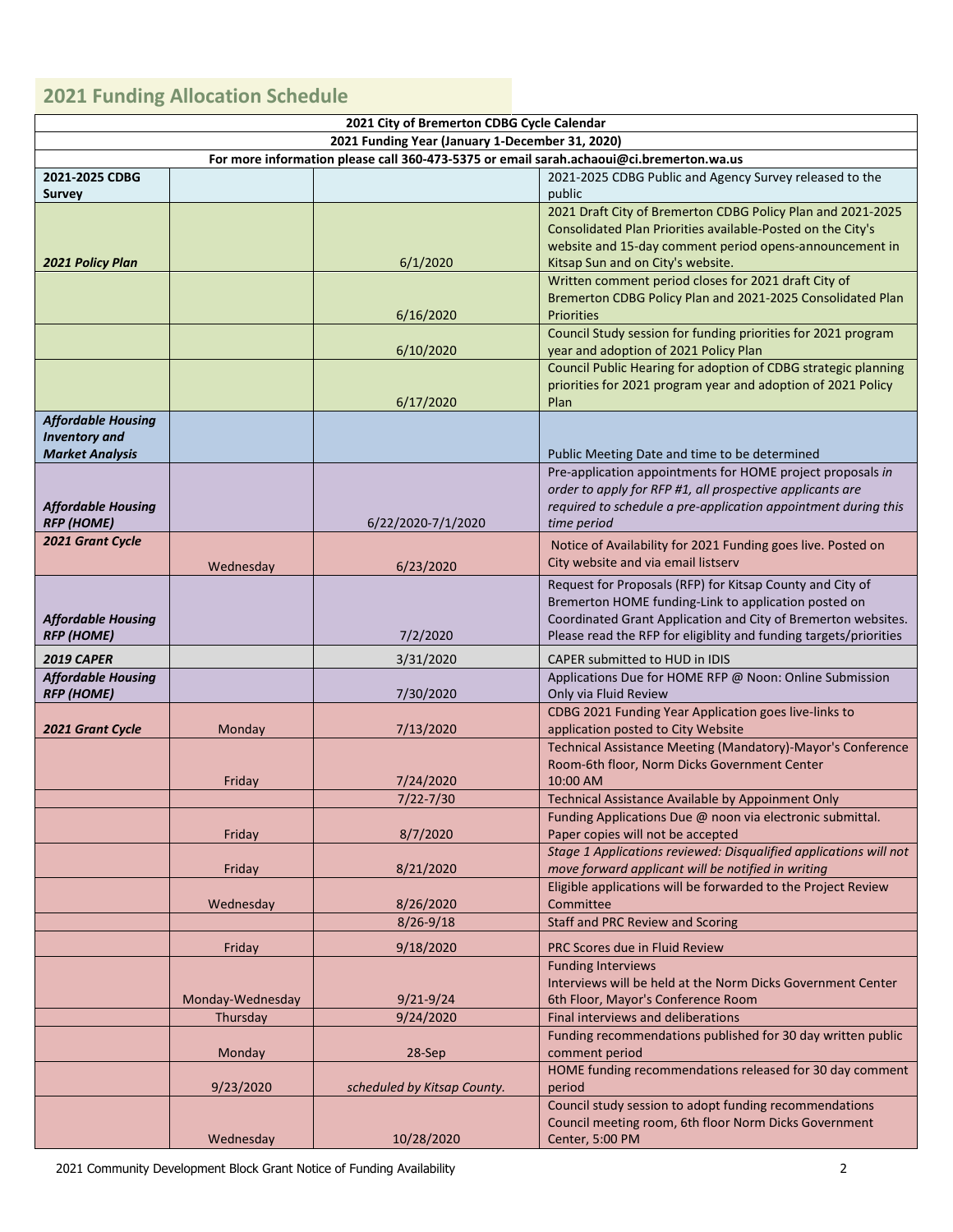## 2021 Funding Allocation Schedule

| 2021 City of Bremerton CDBG Cycle Calendar | | | |
|---|---|---|---|
| 2021 Funding Year (January 1-December 31, 2020) | | | |
| For more information please call 360-473-5375 or email sarah.achaoui@ci.bremerton.wa.us | | | |
| **2021-2025 CDBG Survey** | | | 2021-2025 CDBG Public and Agency Survey released to the public |
| ***2021 Policy Plan*** | | 6/1/2020 | 2021 Draft City of Bremerton CDBG Policy Plan and 2021-2025 Consolidated Plan Priorities available-Posted on the City's website and 15-day comment period opens-announcement in Kitsap Sun and on City's website. |
| | | 6/16/2020 | Written comment period closes for 2021 draft City of Bremerton CDBG Policy Plan and 2021-2025 Consolidated Plan Priorities |
| | | 6/10/2020 | Council Study session for funding priorities for 2021 program year and adoption of 2021 Policy Plan |
| | | 6/17/2020 | Council Public Hearing for adoption of CDBG strategic planning priorities for 2021 program year and adoption of 2021 Policy Plan |
| ***Affordable Housing Inventory and Market Analysis*** | | | Public Meeting Date and time to be determined |
| ***Affordable Housing RFP (HOME)*** | | 6/22/2020-7/1/2020 | Pre-application appointments for HOME project proposals *in order to apply for RFP #1, all prospective applicants are required to schedule a pre-application appointment during this time period* |
| ***2021 Grant Cycle*** | Wednesday | 6/23/2020 | Notice of Availability for 2021 Funding goes live. Posted on City website and via email listserv |
| ***Affordable Housing RFP (HOME)*** | | 7/2/2020 | Request for Proposals (RFP) for Kitsap County and City of Bremerton HOME funding-Link to application posted on Coordinated Grant Application and City of Bremerton websites. Please read the RFP for eligiblity and funding targets/priorities |
| ***2019 CAPER*** | | 3/31/2020 | CAPER submitted to HUD in IDIS |
| ***Affordable Housing RFP (HOME)*** | | 7/30/2020 | Applications Due for HOME RFP @ Noon: Online Submission Only via Fluid Review |
| ***2021 Grant Cycle*** | Monday | 7/13/2020 | CDBG 2021 Funding Year Application goes live-links to application posted to City Website |
| | Friday | 7/24/2020 | Technical Assistance Meeting (Mandatory)-Mayor's Conference Room-6th floor, Norm Dicks Government Center 10:00 AM |
| | | 7/22-7/30 | Technical Assistance Available by Appoinment Only |
| | Friday | 8/7/2020 | Funding Applications Due @ noon via electronic submittal. Paper copies will not be accepted |
| | Friday | 8/21/2020 | *Stage 1 Applications reviewed: Disqualified applications will not move forward applicant will be notified in writing* |
| | Wednesday | 8/26/2020 | Eligible applications will be forwarded to the Project Review Committee |
| | | 8/26-9/18 | Staff and PRC Review and Scoring |
| | Friday | 9/18/2020 | PRC Scores due in Fluid Review |
| | Monday-Wednesday | 9/21-9/24 | Funding Interviews Interviews will be held at the Norm Dicks Government Center 6th Floor, Mayor's Conference Room |
| | Thursday | 9/24/2020 | Final interviews and deliberations |
| | Monday | 28-Sep | Funding recommendations published for 30 day written public comment period |
| | 9/23/2020 | *scheduled by Kitsap County.* | HOME funding recommendations released for 30 day comment period |
| | Wednesday | 10/28/2020 | Council study session to adopt funding recommendations Council meeting room, 6th floor Norm Dicks Government Center, 5:00 PM |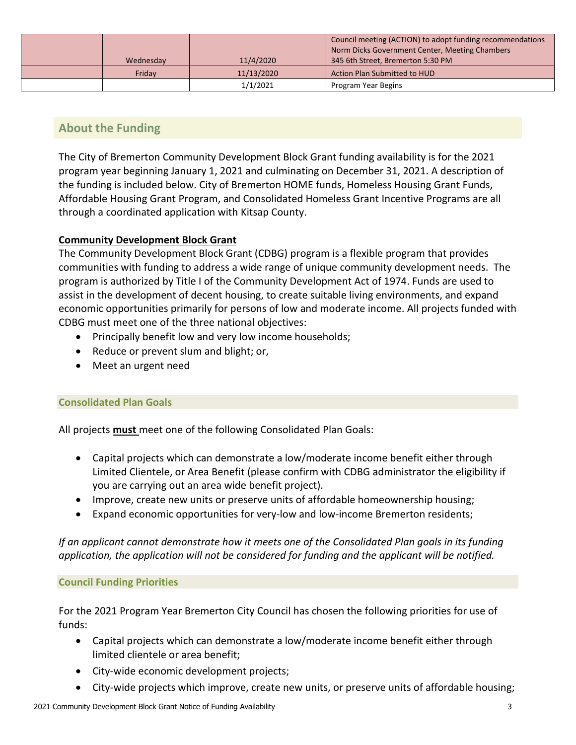|  |  |  |  |
| --- | --- | --- | --- |
|  | Wednesday | 11/4/2020 | Council meeting (ACTION) to adopt funding recommendations Norm Dicks Government Center, Meeting Chambers 345 6th Street, Bremerton 5:30 PM |
|  | Friday | 11/13/2020 | Action Plan Submitted to HUD |
|  |  | 1/1/2021 | Program Year Begins |

## About the Funding

The City of Bremerton Community Development Block Grant funding availability is for the 2021 program year beginning January 1, 2021 and culminating on December 31, 2021. A description of the funding is included below. City of Bremerton HOME funds, Homeless Housing Grant Funds, Affordable Housing Grant Program, and Consolidated Homeless Grant Incentive Programs are all through a coordinated application with Kitsap County.

**Community Development Block Grant**

The Community Development Block Grant (CDBG) program is a flexible program that provides communities with funding to address a wide range of unique community development needs. The program is authorized by Title I of the Community Development Act of 1974. Funds are used to assist in the development of decent housing, to create suitable living environments, and expand economic opportunities primarily for persons of low and moderate income. All projects funded with CDBG must meet one of the three national objectives:

- Principally benefit low and very low income households;
- Reduce or prevent slum and blight; or,
- Meet an urgent need

### Consolidated Plan Goals

All projects **must** meet one of the following Consolidated Plan Goals:

- Capital projects which can demonstrate a low/moderate income benefit either through Limited Clientele, or Area Benefit (please confirm with CDBG administrator the eligibility if you are carrying out an area wide benefit project).
- Improve, create new units or preserve units of affordable homeownership housing;
- Expand economic opportunities for very-low and low-income Bremerton residents;

*If an applicant cannot demonstrate how it meets one of the Consolidated Plan goals in its funding application, the application will not be considered for funding and the applicant will be notified.*

### Council Funding Priorities

For the 2021 Program Year Bremerton City Council has chosen the following priorities for use of funds:

- Capital projects which can demonstrate a low/moderate income benefit either through limited clientele or area benefit;
- City-wide economic development projects;
- City-wide projects which improve, create new units, or preserve units of affordable housing;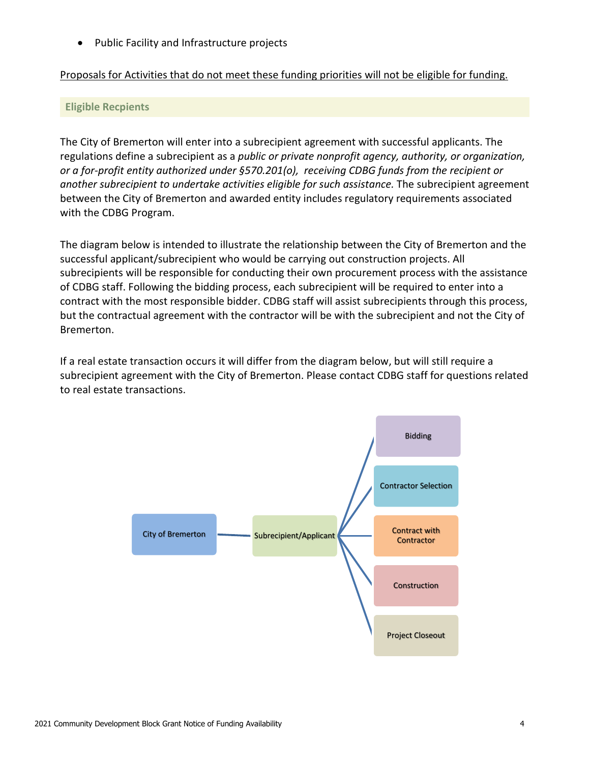- Public Facility and Infrastructure projects

Proposals for Activities that do not meet these funding priorities will not be eligible for funding.

## Eligible Recpients

The City of Bremerton will enter into a subrecipient agreement with successful applicants. The regulations define a subrecipient as a *public or private nonprofit agency, authority, or organization, or a for-profit entity authorized under §570.201(o), receiving CDBG funds from the recipient or another subrecipient to undertake activities eligible for such assistance.* The subrecipient agreement between the City of Bremerton and awarded entity includes regulatory requirements associated with the CDBG Program.

The diagram below is intended to illustrate the relationship between the City of Bremerton and the successful applicant/subrecipient who would be carrying out construction projects. All subrecipients will be responsible for conducting their own procurement process with the assistance of CDBG staff. Following the bidding process, each subrecipient will be required to enter into a contract with the most responsible bidder. CDBG staff will assist subrecipients through this process, but the contractual agreement with the contractor will be with the subrecipient and not the City of Bremerton.

If a real estate transaction occurs it will differ from the diagram below, but will still require a subrecipient agreement with the City of Bremerton. Please contact CDBG staff for questions related to real estate transactions.

City of Bremerton → Subrecipient/Applicant → Bidding; Contractor Selection; Contract with Contractor; Construction; Project Closeout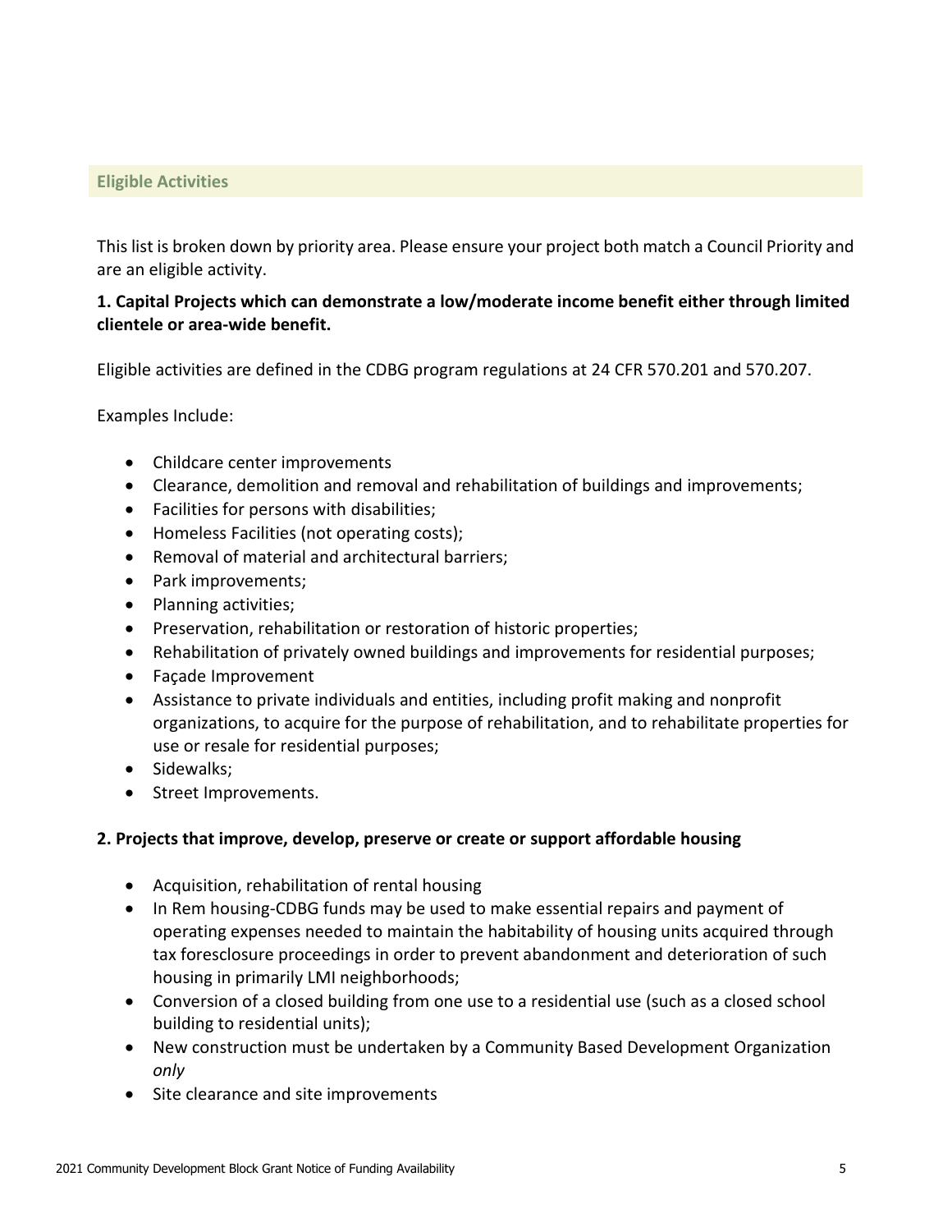## Eligible Activities

This list is broken down by priority area. Please ensure your project both match a Council Priority and are an eligible activity.

**1. Capital Projects which can demonstrate a low/moderate income benefit either through limited clientele or area-wide benefit.**

Eligible activities are defined in the CDBG program regulations at 24 CFR 570.201 and 570.207.

Examples Include:

- Childcare center improvements
- Clearance, demolition and removal and rehabilitation of buildings and improvements;
- Facilities for persons with disabilities;
- Homeless Facilities (not operating costs);
- Removal of material and architectural barriers;
- Park improvements;
- Planning activities;
- Preservation, rehabilitation or restoration of historic properties;
- Rehabilitation of privately owned buildings and improvements for residential purposes;
- Façade Improvement
- Assistance to private individuals and entities, including profit making and nonprofit organizations, to acquire for the purpose of rehabilitation, and to rehabilitate properties for use or resale for residential purposes;
- Sidewalks;
- Street Improvements.

**2. Projects that improve, develop, preserve or create or support affordable housing**

- Acquisition, rehabilitation of rental housing
- In Rem housing-CDBG funds may be used to make essential repairs and payment of operating expenses needed to maintain the habitability of housing units acquired through tax foresclosure proceedings in order to prevent abandonment and deterioration of such housing in primarily LMI neighborhoods;
- Conversion of a closed building from one use to a residential use (such as a closed school building to residential units);
- New construction must be undertaken by a Community Based Development Organization *only*
- Site clearance and site improvements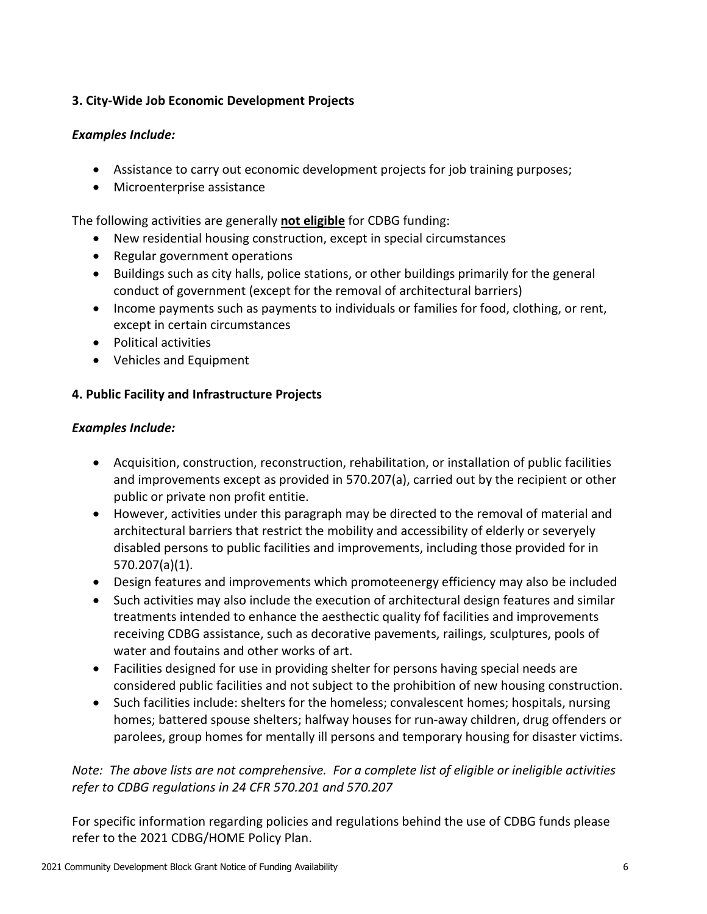**3. City-Wide Job Economic Development Projects**

***Examples Include:***

- Assistance to carry out economic development projects for job training purposes;
- Microenterprise assistance

The following activities are generally **not eligible** for CDBG funding:

- New residential housing construction, except in special circumstances
- Regular government operations
- Buildings such as city halls, police stations, or other buildings primarily for the general conduct of government (except for the removal of architectural barriers)
- Income payments such as payments to individuals or families for food, clothing, or rent, except in certain circumstances
- Political activities
- Vehicles and Equipment

**4. Public Facility and Infrastructure Projects**

***Examples Include:***

- Acquisition, construction, reconstruction, rehabilitation, or installation of public facilities and improvements except as provided in 570.207(a), carried out by the recipient or other public or private non profit entitie.
- However, activities under this paragraph may be directed to the removal of material and architectural barriers that restrict the mobility and accessibility of elderly or severyely disabled persons to public facilities and improvements, including those provided for in 570.207(a)(1).
- Design features and improvements which promoteenergy efficiency may also be included
- Such activities may also include the execution of architectural design features and similar treatments intended to enhance the aesthectic quality fof facilities and improvements receiving CDBG assistance, such as decorative pavements, railings, sculptures, pools of water and foutains and other works of art.
- Facilities designed for use in providing shelter for persons having special needs are considered public facilities and not subject to the prohibition of new housing construction.
- Such facilities include: shelters for the homeless; convalescent homes; hospitals, nursing homes; battered spouse shelters; halfway houses for run-away children, drug offenders or parolees, group homes for mentally ill persons and temporary housing for disaster victims.

*Note: The above lists are not comprehensive. For a complete list of eligible or ineligible activities refer to CDBG regulations in 24 CFR 570.201 and 570.207*

For specific information regarding policies and regulations behind the use of CDBG funds please refer to the 2021 CDBG/HOME Policy Plan.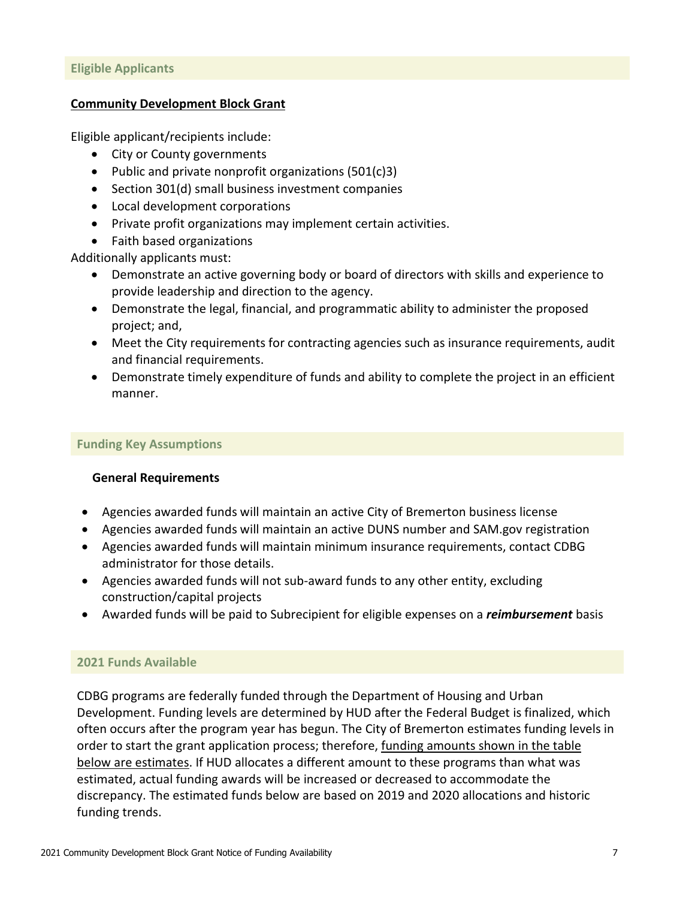## Eligible Applicants

**Community Development Block Grant**

Eligible applicant/recipients include:

- City or County governments
- Public and private nonprofit organizations (501(c)3)
- Section 301(d) small business investment companies
- Local development corporations
- Private profit organizations may implement certain activities.
- Faith based organizations

Additionally applicants must:

- Demonstrate an active governing body or board of directors with skills and experience to provide leadership and direction to the agency.
- Demonstrate the legal, financial, and programmatic ability to administer the proposed project; and,
- Meet the City requirements for contracting agencies such as insurance requirements, audit and financial requirements.
- Demonstrate timely expenditure of funds and ability to complete the project in an efficient manner.

## Funding Key Assumptions

**General Requirements**

- Agencies awarded funds will maintain an active City of Bremerton business license
- Agencies awarded funds will maintain an active DUNS number and SAM.gov registration
- Agencies awarded funds will maintain minimum insurance requirements, contact CDBG administrator for those details.
- Agencies awarded funds will not sub-award funds to any other entity, excluding construction/capital projects
- Awarded funds will be paid to Subrecipient for eligible expenses on a ***reimbursement*** basis

## 2021 Funds Available

CDBG programs are federally funded through the Department of Housing and Urban Development. Funding levels are determined by HUD after the Federal Budget is finalized, which often occurs after the program year has begun. The City of Bremerton estimates funding levels in order to start the grant application process; therefore, funding amounts shown in the table below are estimates. If HUD allocates a different amount to these programs than what was estimated, actual funding awards will be increased or decreased to accommodate the discrepancy. The estimated funds below are based on 2019 and 2020 allocations and historic funding trends.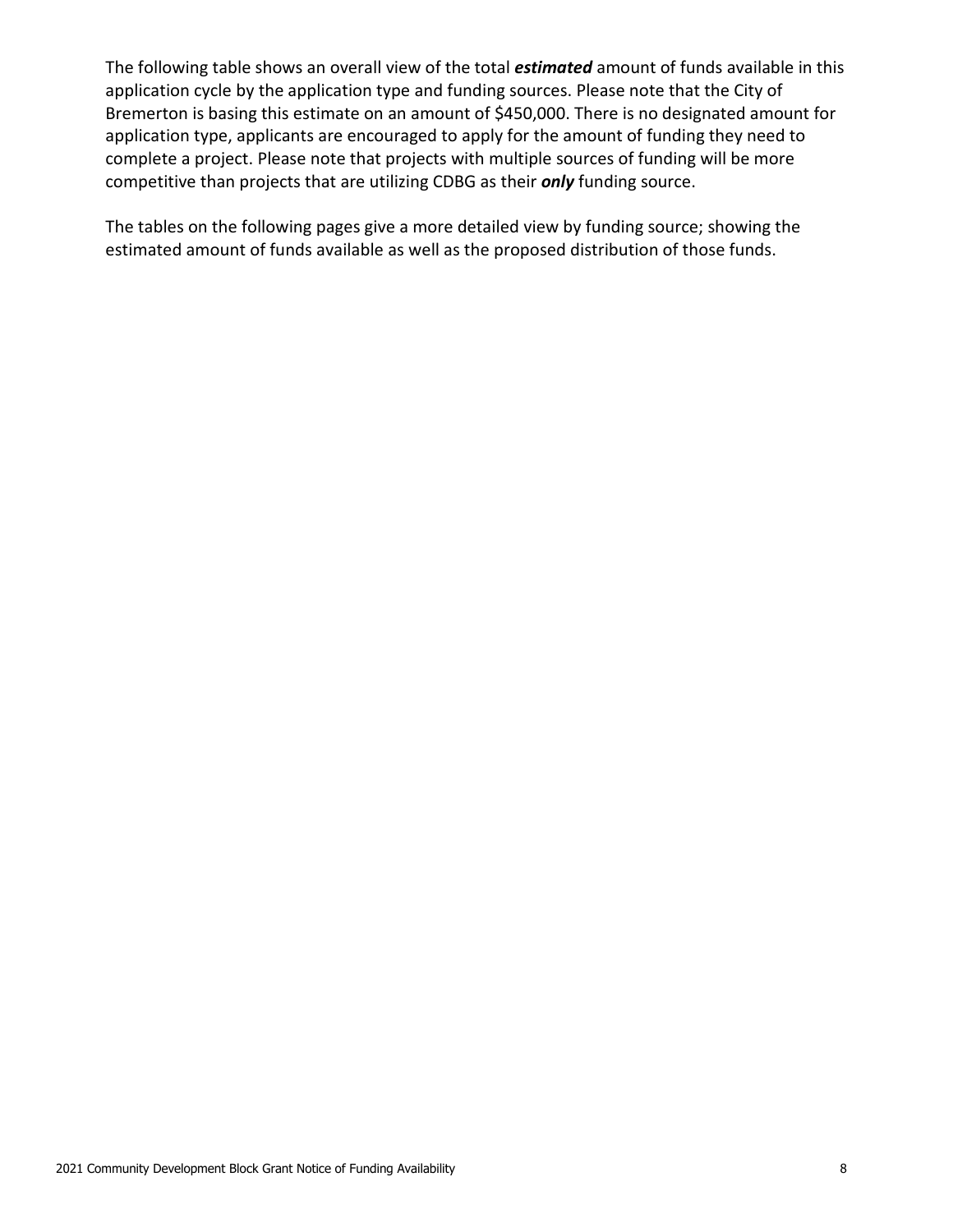The following table shows an overall view of the total ***estimated*** amount of funds available in this application cycle by the application type and funding sources. Please note that the City of Bremerton is basing this estimate on an amount of $450,000. There is no designated amount for application type, applicants are encouraged to apply for the amount of funding they need to complete a project. Please note that projects with multiple sources of funding will be more competitive than projects that are utilizing CDBG as their ***only*** funding source.

The tables on the following pages give a more detailed view by funding source; showing the estimated amount of funds available as well as the proposed distribution of those funds.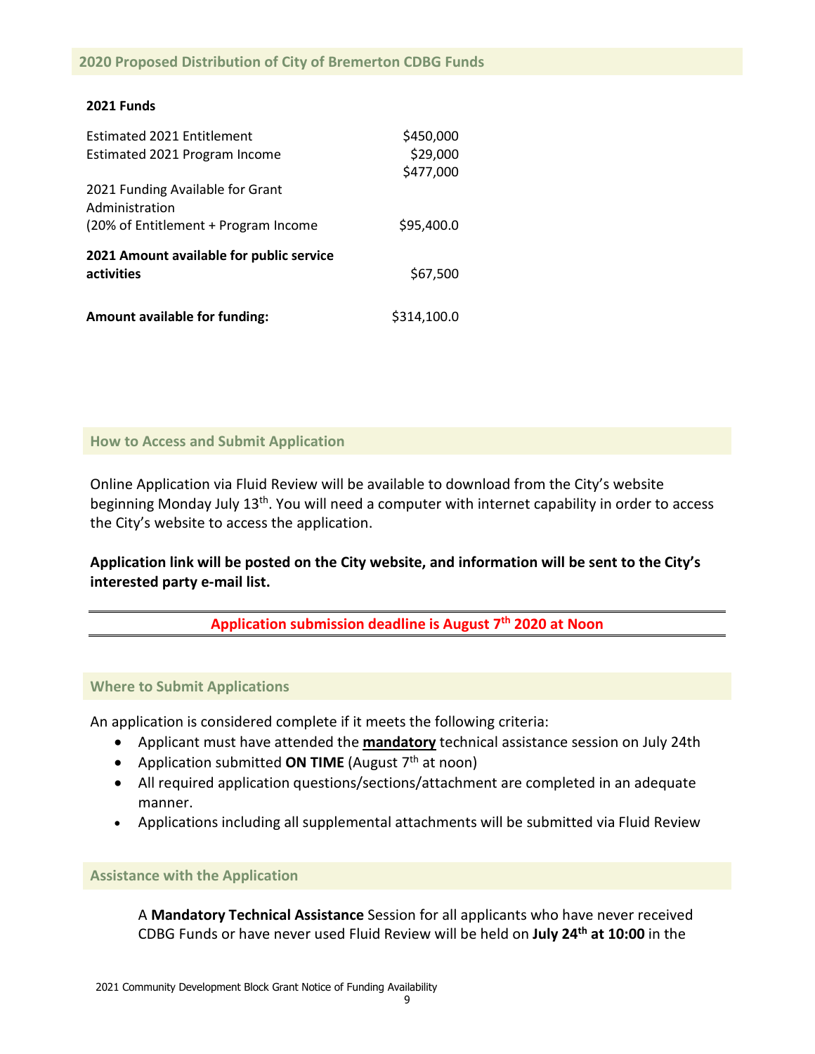## 2020 Proposed Distribution of City of Bremerton CDBG Funds

**2021 Funds**

| | |
|---|---|
| Estimated 2021 Entitlement | $450,000 |
| Estimated 2021 Program Income | $29,000 |
| | $477,000 |
| 2021 Funding Available for Grant Administration (20% of Entitlement + Program Income | $95,400.0 |
| **2021 Amount available for public service activities** | $67,500 |
| **Amount available for funding:** | $314,100.0 |

## How to Access and Submit Application

Online Application via Fluid Review will be available to download from the City's website beginning Monday July 13th. You will need a computer with internet capability in order to access the City's website to access the application.

**Application link will be posted on the City website, and information will be sent to the City's interested party e-mail list.**

**Application submission deadline is August 7th 2020 at Noon**

## Where to Submit Applications

An application is considered complete if it meets the following criteria:

- Applicant must have attended the **mandatory** technical assistance session on July 24th
- Application submitted **ON TIME** (August 7th at noon)
- All required application questions/sections/attachment are completed in an adequate manner.
- Applications including all supplemental attachments will be submitted via Fluid Review

## Assistance with the Application

A **Mandatory Technical Assistance** Session for all applicants who have never received CDBG Funds or have never used Fluid Review will be held on **July 24th at 10:00** in the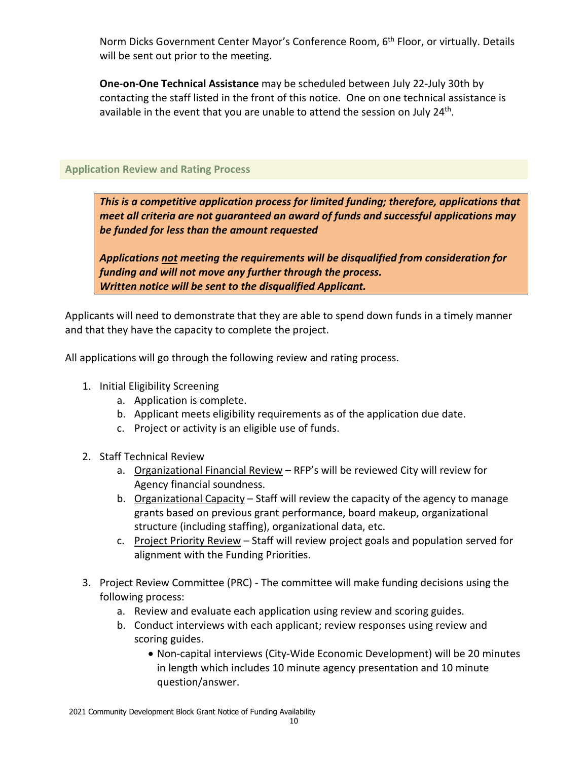Norm Dicks Government Center Mayor's Conference Room, 6th Floor, or virtually. Details will be sent out prior to the meeting.

**One-on-One Technical Assistance** may be scheduled between July 22-July 30th by contacting the staff listed in the front of this notice. One on one technical assistance is available in the event that you are unable to attend the session on July 24th.

## Application Review and Rating Process

***This is a competitive application process for limited funding; therefore, applications that meet all criteria are not guaranteed an award of funds and successful applications may be funded for less than the amount requested***

***Applications <u>not</u> meeting the requirements will be disqualified from consideration for funding and will not move any further through the process.***
***Written notice will be sent to the disqualified Applicant.***

Applicants will need to demonstrate that they are able to spend down funds in a timely manner and that they have the capacity to complete the project.

All applications will go through the following review and rating process.

1. Initial Eligibility Screening
   a. Application is complete.
   b. Applicant meets eligibility requirements as of the application due date.
   c. Project or activity is an eligible use of funds.

2. Staff Technical Review
   a. <u>Organizational Financial Review</u> – RFP's will be reviewed City will review for Agency financial soundness.
   b. <u>Organizational Capacity</u> – Staff will review the capacity of the agency to manage grants based on previous grant performance, board makeup, organizational structure (including staffing), organizational data, etc.
   c. <u>Project Priority Review</u> – Staff will review project goals and population served for alignment with the Funding Priorities.

3. Project Review Committee (PRC) - The committee will make funding decisions using the following process:
   a. Review and evaluate each application using review and scoring guides.
   b. Conduct interviews with each applicant; review responses using review and scoring guides.
      - Non-capital interviews (City-Wide Economic Development) will be 20 minutes in length which includes 10 minute agency presentation and 10 minute question/answer.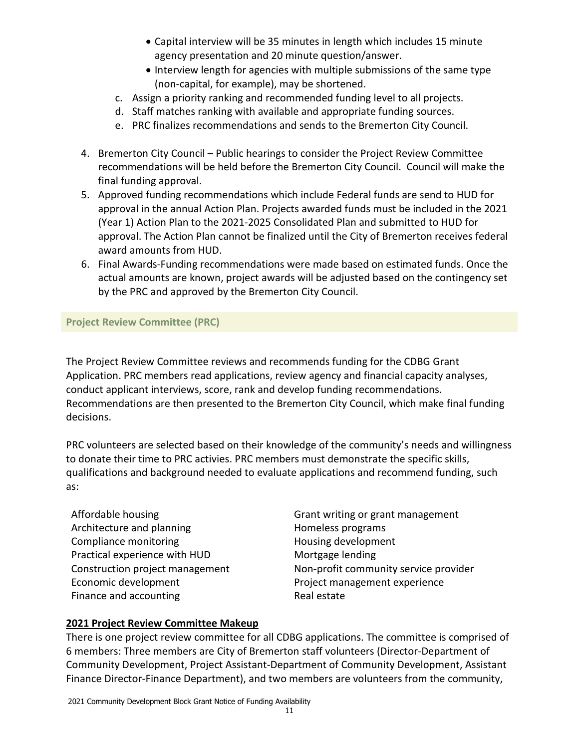- Capital interview will be 35 minutes in length which includes 15 minute agency presentation and 20 minute question/answer.
  - Interview length for agencies with multiple submissions of the same type (non-capital, for example), may be shortened.

   c. Assign a priority ranking and recommended funding level to all projects.
   d. Staff matches ranking with available and appropriate funding sources.
   e. PRC finalizes recommendations and sends to the Bremerton City Council.

4. Bremerton City Council – Public hearings to consider the Project Review Committee recommendations will be held before the Bremerton City Council. Council will make the final funding approval.
5. Approved funding recommendations which include Federal funds are send to HUD for approval in the annual Action Plan. Projects awarded funds must be included in the 2021 (Year 1) Action Plan to the 2021-2025 Consolidated Plan and submitted to HUD for approval. The Action Plan cannot be finalized until the City of Bremerton receives federal award amounts from HUD.
6. Final Awards-Funding recommendations were made based on estimated funds. Once the actual amounts are known, project awards will be adjusted based on the contingency set by the PRC and approved by the Bremerton City Council.

## Project Review Committee (PRC)

The Project Review Committee reviews and recommends funding for the CDBG Grant Application. PRC members read applications, review agency and financial capacity analyses, conduct applicant interviews, score, rank and develop funding recommendations. Recommendations are then presented to the Bremerton City Council, which make final funding decisions.

PRC volunteers are selected based on their knowledge of the community's needs and willingness to donate their time to PRC activies. PRC members must demonstrate the specific skills, qualifications and background needed to evaluate applications and recommend funding, such as:

- Affordable housing
- Architecture and planning
- Compliance monitoring
- Practical experience with HUD
- Construction project management
- Economic development
- Finance and accounting
- Grant writing or grant management
- Homeless programs
- Housing development
- Mortgage lending
- Non-profit community service provider
- Project management experience
- Real estate

**2021 Project Review Committee Makeup**

There is one project review committee for all CDBG applications. The committee is comprised of 6 members: Three members are City of Bremerton staff volunteers (Director-Department of Community Development, Project Assistant-Department of Community Development, Assistant Finance Director-Finance Department), and two members are volunteers from the community,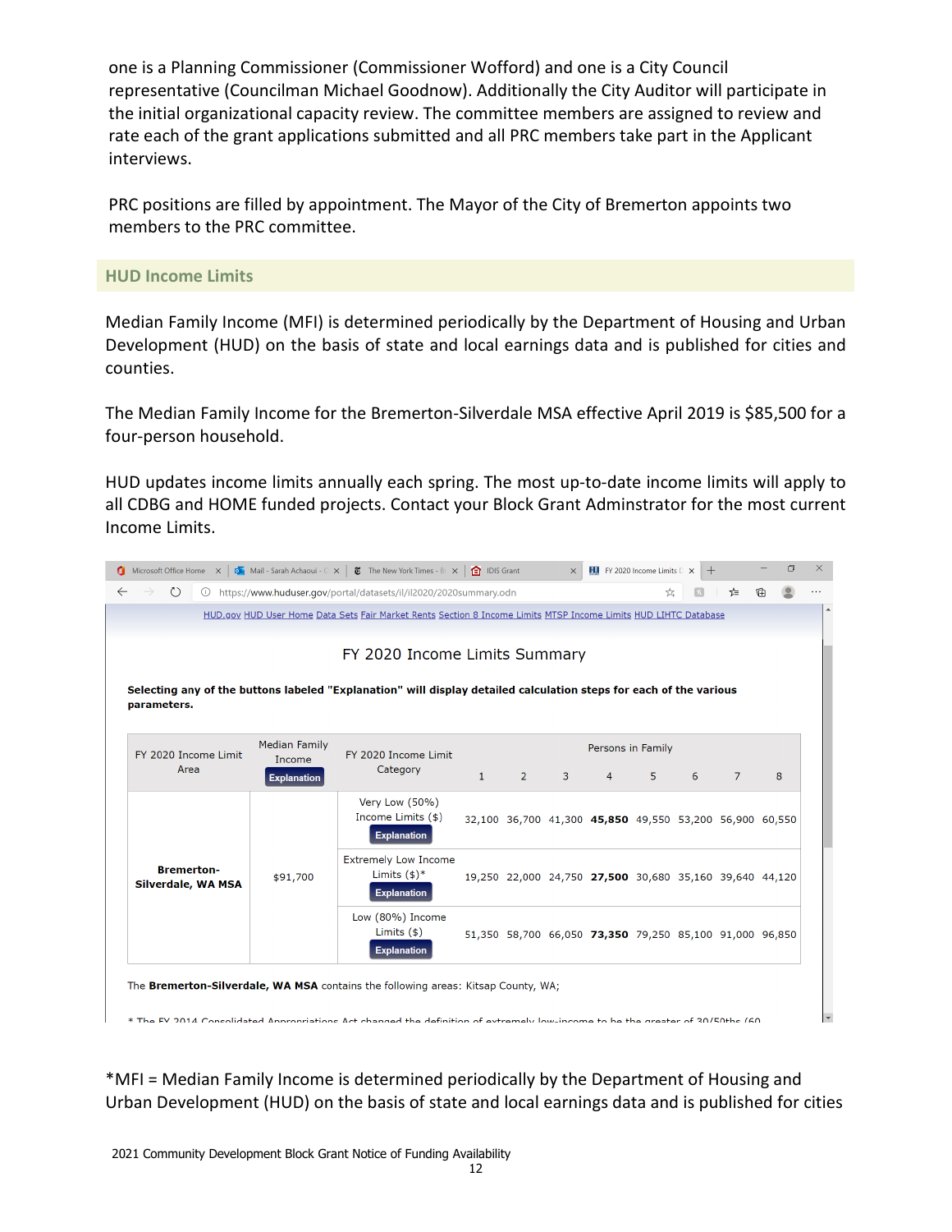one is a Planning Commissioner (Commissioner Wofford) and one is a City Council representative (Councilman Michael Goodnow). Additionally the City Auditor will participate in the initial organizational capacity review. The committee members are assigned to review and rate each of the grant applications submitted and all PRC members take part in the Applicant interviews.

PRC positions are filled by appointment. The Mayor of the City of Bremerton appoints two members to the PRC committee.

## HUD Income Limits

Median Family Income (MFI) is determined periodically by the Department of Housing and Urban Development (HUD) on the basis of state and local earnings data and is published for cities and counties.

The Median Family Income for the Bremerton-Silverdale MSA effective April 2019 is $85,500 for a four-person household.

HUD updates income limits annually each spring. The most up-to-date income limits will apply to all CDBG and HOME funded projects. Contact your Block Grant Adminstrator for the most current Income Limits.

FY 2020 Income Limits Summary

**Selecting any of the buttons labeled "Explanation" will display detailed calculation steps for each of the various parameters.**

| FY 2020 Income Limit Area | Median Family Income | FY 2020 Income Limit Category | Persons in Family | | | | | | | |
|---|---|---|---|---|---|---|---|---|---|---|
| | | | 1 | 2 | 3 | 4 | 5 | 6 | 7 | 8 |
| **Bremerton-Silverdale, WA MSA** | $91,700 | Very Low (50%) Income Limits ($) | 32,100 | 36,700 | 41,300 | **45,850** | 49,550 | 53,200 | 56,900 | 60,550 |
| | | Extremely Low Income Limits ($)* | 19,250 | 22,000 | 24,750 | **27,500** | 30,680 | 35,160 | 39,640 | 44,120 |
| | | Low (80%) Income Limits ($) | 51,350 | 58,700 | 66,050 | **73,350** | 79,250 | 85,100 | 91,000 | 96,850 |

The **Bremerton-Silverdale, WA MSA** contains the following areas: Kitsap County, WA;

*MFI = Median Family Income is determined periodically by the Department of Housing and Urban Development (HUD) on the basis of state and local earnings data and is published for cities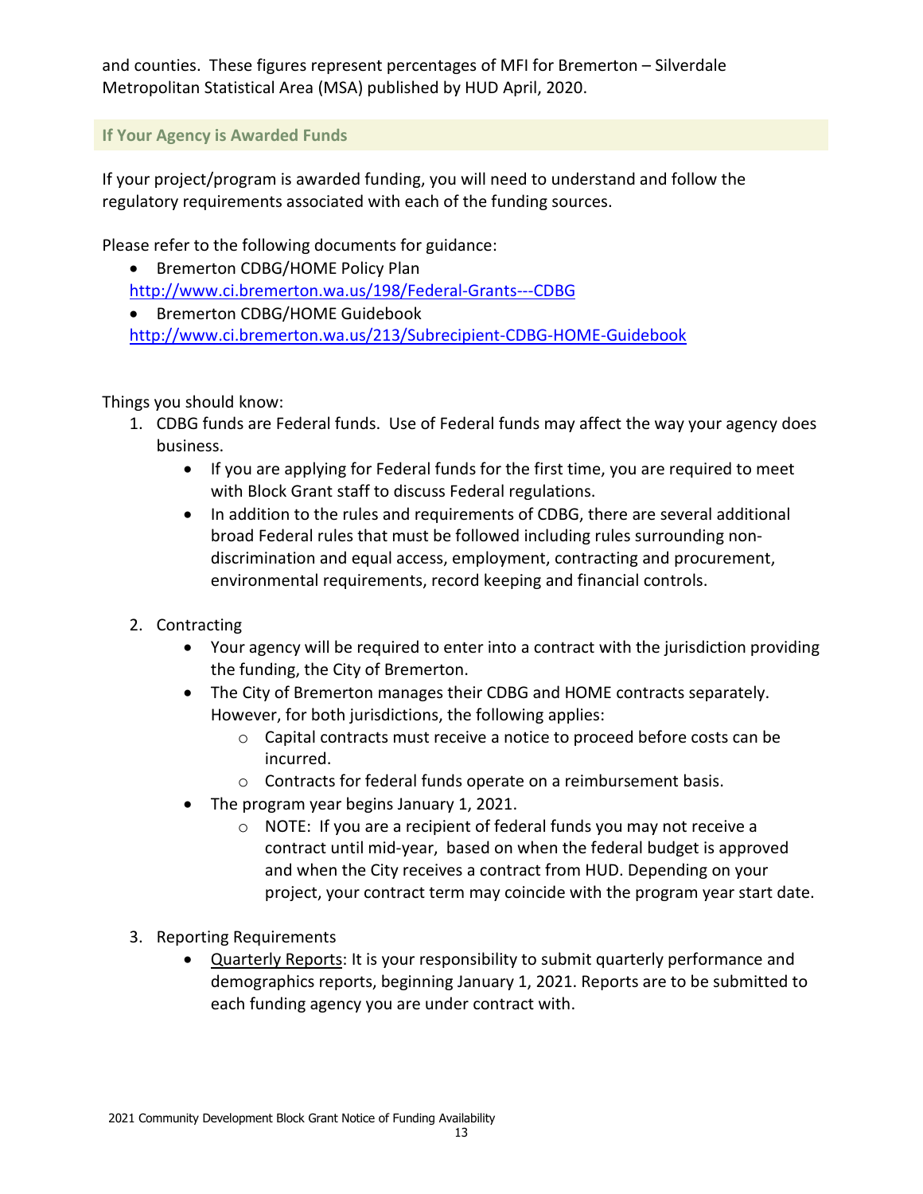and counties. These figures represent percentages of MFI for Bremerton – Silverdale Metropolitan Statistical Area (MSA) published by HUD April, 2020.

## If Your Agency is Awarded Funds

If your project/program is awarded funding, you will need to understand and follow the regulatory requirements associated with each of the funding sources.

Please refer to the following documents for guidance:

- Bremerton CDBG/HOME Policy Plan
  http://www.ci.bremerton.wa.us/198/Federal-Grants---CDBG
- Bremerton CDBG/HOME Guidebook
  http://www.ci.bremerton.wa.us/213/Subrecipient-CDBG-HOME-Guidebook

Things you should know:

1. CDBG funds are Federal funds. Use of Federal funds may affect the way your agency does business.
   - If you are applying for Federal funds for the first time, you are required to meet with Block Grant staff to discuss Federal regulations.
   - In addition to the rules and requirements of CDBG, there are several additional broad Federal rules that must be followed including rules surrounding non-discrimination and equal access, employment, contracting and procurement, environmental requirements, record keeping and financial controls.

2. Contracting
   - Your agency will be required to enter into a contract with the jurisdiction providing the funding, the City of Bremerton.
   - The City of Bremerton manages their CDBG and HOME contracts separately. However, for both jurisdictions, the following applies:
     - Capital contracts must receive a notice to proceed before costs can be incurred.
     - Contracts for federal funds operate on a reimbursement basis.
   - The program year begins January 1, 2021.
     - NOTE: If you are a recipient of federal funds you may not receive a contract until mid-year, based on when the federal budget is approved and when the City receives a contract from HUD. Depending on your project, your contract term may coincide with the program year start date.

3. Reporting Requirements
   - <u>Quarterly Reports</u>: It is your responsibility to submit quarterly performance and demographics reports, beginning January 1, 2021. Reports are to be submitted to each funding agency you are under contract with.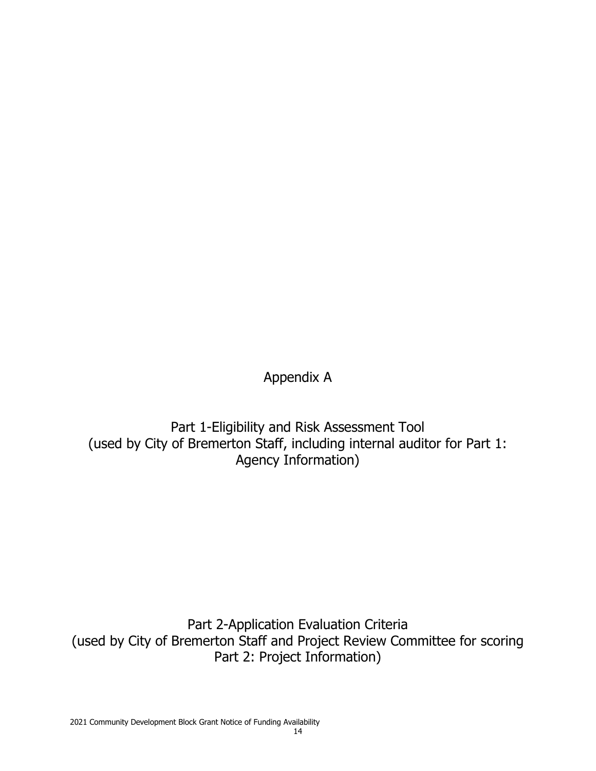# Appendix A

## Part 1-Eligibility and Risk Assessment Tool
(used by City of Bremerton Staff, including internal auditor for Part 1: Agency Information)

## Part 2-Application Evaluation Criteria
(used by City of Bremerton Staff and Project Review Committee for scoring Part 2: Project Information)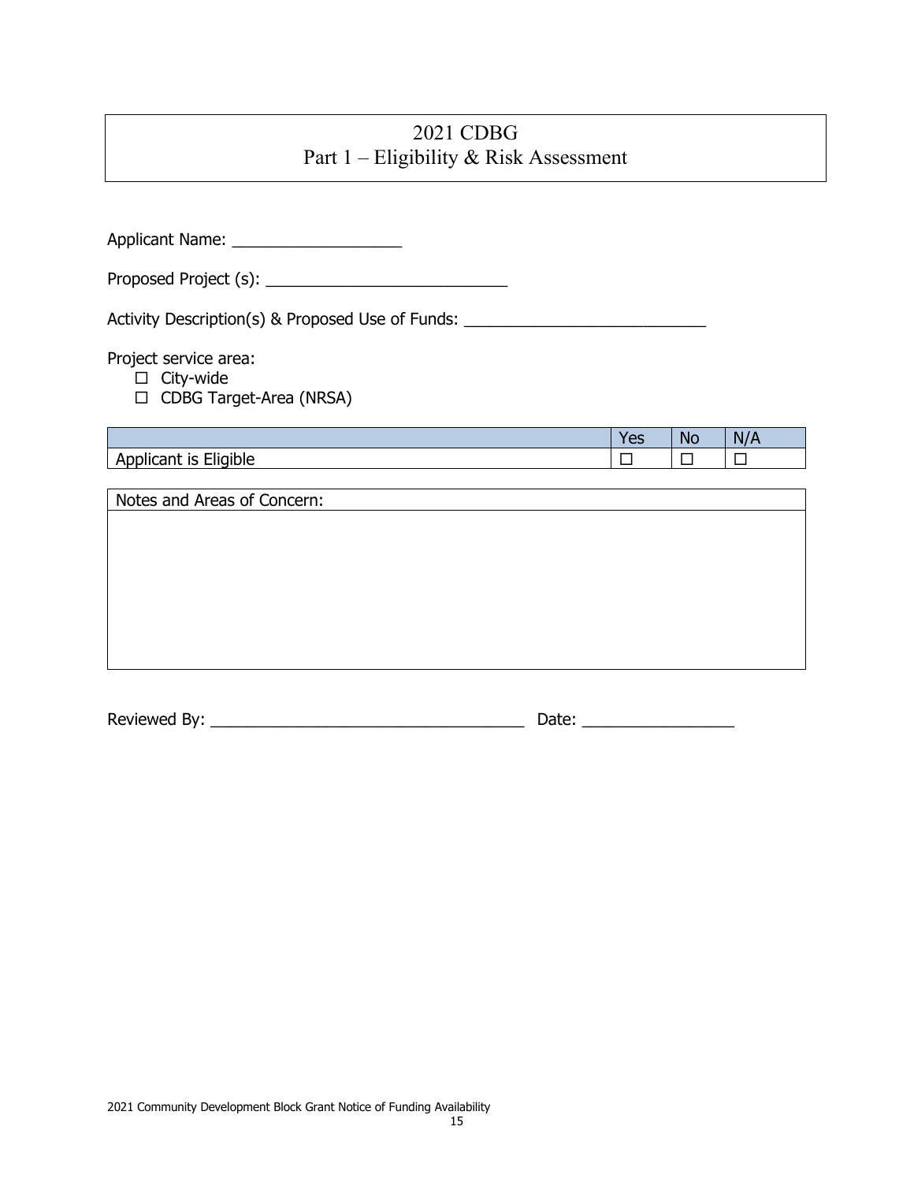# 2021 CDBG
## Part 1 – Eligibility & Risk Assessment

Applicant Name: ___________________

Proposed Project (s): ___________________________

Activity Description(s) & Proposed Use of Funds: ___________________________

Project service area:

- ☐ City-wide
- ☐ CDBG Target-Area (NRSA)

| | Yes | No | N/A |
|---|---|---|---|
| Applicant is Eligible | ☐ | ☐ | ☐ |

| Notes and Areas of Concern: |
|---|
| |

Reviewed By: ___________________________________ Date: _________________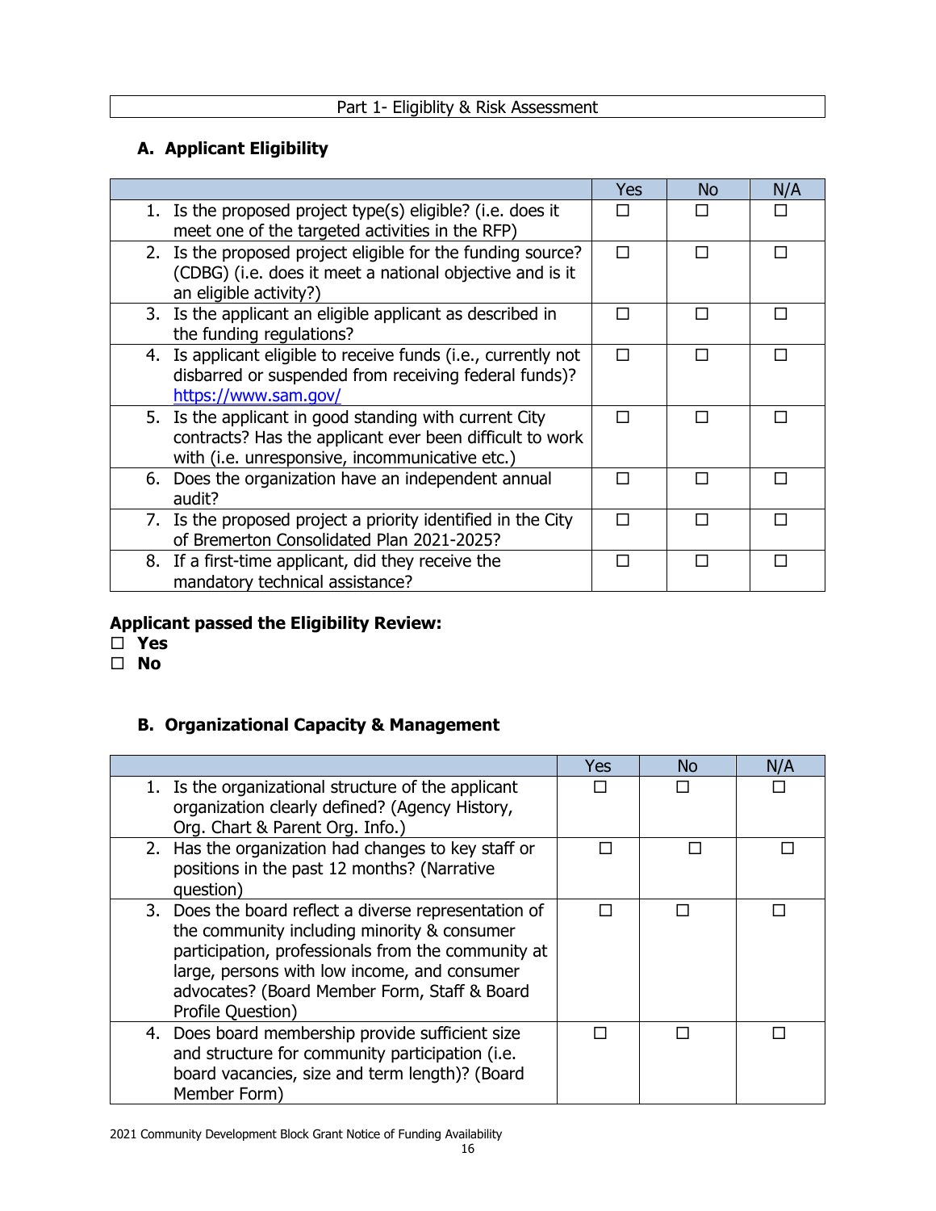Part 1- Eligiblity & Risk Assessment

## A. Applicant Eligibility

| | Yes | No | N/A |
|---|---|---|---|
| 1. Is the proposed project type(s) eligible? (i.e. does it meet one of the targeted activities in the RFP) | ☐ | ☐ | ☐ |
| 2. Is the proposed project eligible for the funding source? (CDBG) (i.e. does it meet a national objective and is it an eligible activity?) | ☐ | ☐ | ☐ |
| 3. Is the applicant an eligible applicant as described in the funding regulations? | ☐ | ☐ | ☐ |
| 4. Is applicant eligible to receive funds (i.e., currently not disbarred or suspended from receiving federal funds)? https://www.sam.gov/ | ☐ | ☐ | ☐ |
| 5. Is the applicant in good standing with current City contracts? Has the applicant ever been difficult to work with (i.e. unresponsive, incommunicative etc.) | ☐ | ☐ | ☐ |
| 6. Does the organization have an independent annual audit? | ☐ | ☐ | ☐ |
| 7. Is the proposed project a priority identified in the City of Bremerton Consolidated Plan 2021-2025? | ☐ | ☐ | ☐ |
| 8. If a first-time applicant, did they receive the mandatory technical assistance? | ☐ | ☐ | ☐ |

**Applicant passed the Eligibility Review:**

☐ **Yes**

☐ **No**

## B. Organizational Capacity & Management

| | Yes | No | N/A |
|---|---|---|---|
| 1. Is the organizational structure of the applicant organization clearly defined? (Agency History, Org. Chart & Parent Org. Info.) | ☐ | ☐ | ☐ |
| 2. Has the organization had changes to key staff or positions in the past 12 months? (Narrative question) | ☐ | ☐ | ☐ |
| 3. Does the board reflect a diverse representation of the community including minority & consumer participation, professionals from the community at large, persons with low income, and consumer advocates? (Board Member Form, Staff & Board Profile Question) | ☐ | ☐ | ☐ |
| 4. Does board membership provide sufficient size and structure for community participation (i.e. board vacancies, size and term length)? (Board Member Form) | ☐ | ☐ | ☐ |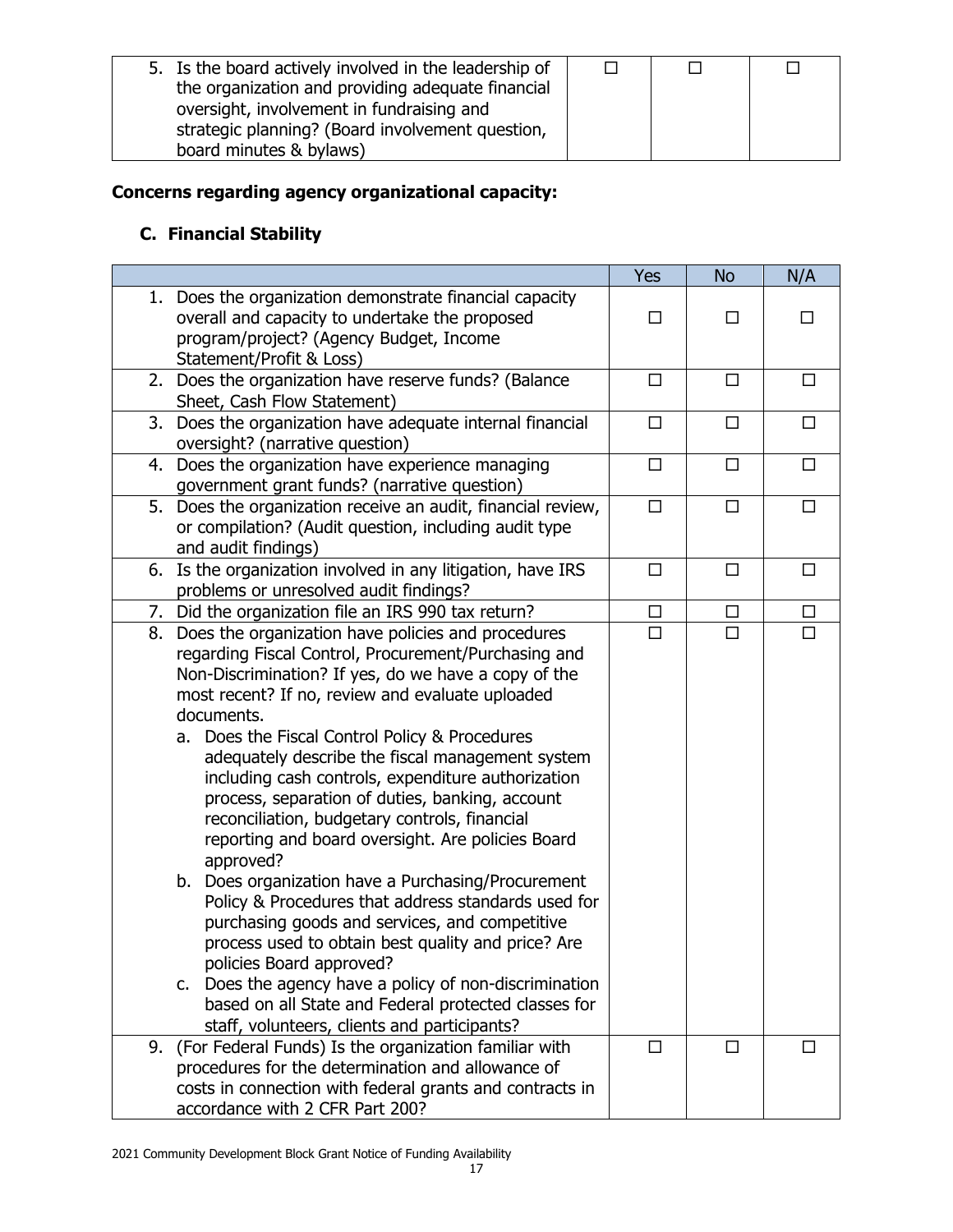| | | | |
|---|---|---|---|
| 5. Is the board actively involved in the leadership of the organization and providing adequate financial oversight, involvement in fundraising and strategic planning? (Board involvement question, board minutes & bylaws) | ☐ | ☐ | ☐ |

**Concerns regarding agency organizational capacity:**

### C. Financial Stability

| | Yes | No | N/A |
|---|---|---|---|
| 1. Does the organization demonstrate financial capacity overall and capacity to undertake the proposed program/project? (Agency Budget, Income Statement/Profit & Loss) | ☐ | ☐ | ☐ |
| 2. Does the organization have reserve funds? (Balance Sheet, Cash Flow Statement) | ☐ | ☐ | ☐ |
| 3. Does the organization have adequate internal financial oversight? (narrative question) | ☐ | ☐ | ☐ |
| 4. Does the organization have experience managing government grant funds? (narrative question) | ☐ | ☐ | ☐ |
| 5. Does the organization receive an audit, financial review, or compilation? (Audit question, including audit type and audit findings) | ☐ | ☐ | ☐ |
| 6. Is the organization involved in any litigation, have IRS problems or unresolved audit findings? | ☐ | ☐ | ☐ |
| 7. Did the organization file an IRS 990 tax return? | ☐ | ☐ | ☐ |
| 8. Does the organization have policies and procedures regarding Fiscal Control, Procurement/Purchasing and Non-Discrimination? If yes, do we have a copy of the most recent? If no, review and evaluate uploaded documents.<br>a. Does the Fiscal Control Policy & Procedures adequately describe the fiscal management system including cash controls, expenditure authorization process, separation of duties, banking, account reconciliation, budgetary controls, financial reporting and board oversight. Are policies Board approved?<br>b. Does organization have a Purchasing/Procurement Policy & Procedures that address standards used for purchasing goods and services, and competitive process used to obtain best quality and price? Are policies Board approved?<br>c. Does the agency have a policy of non-discrimination based on all State and Federal protected classes for staff, volunteers, clients and participants? | ☐ | ☐ | ☐ |
| 9. (For Federal Funds) Is the organization familiar with procedures for the determination and allowance of costs in connection with federal grants and contracts in accordance with 2 CFR Part 200? | ☐ | ☐ | ☐ |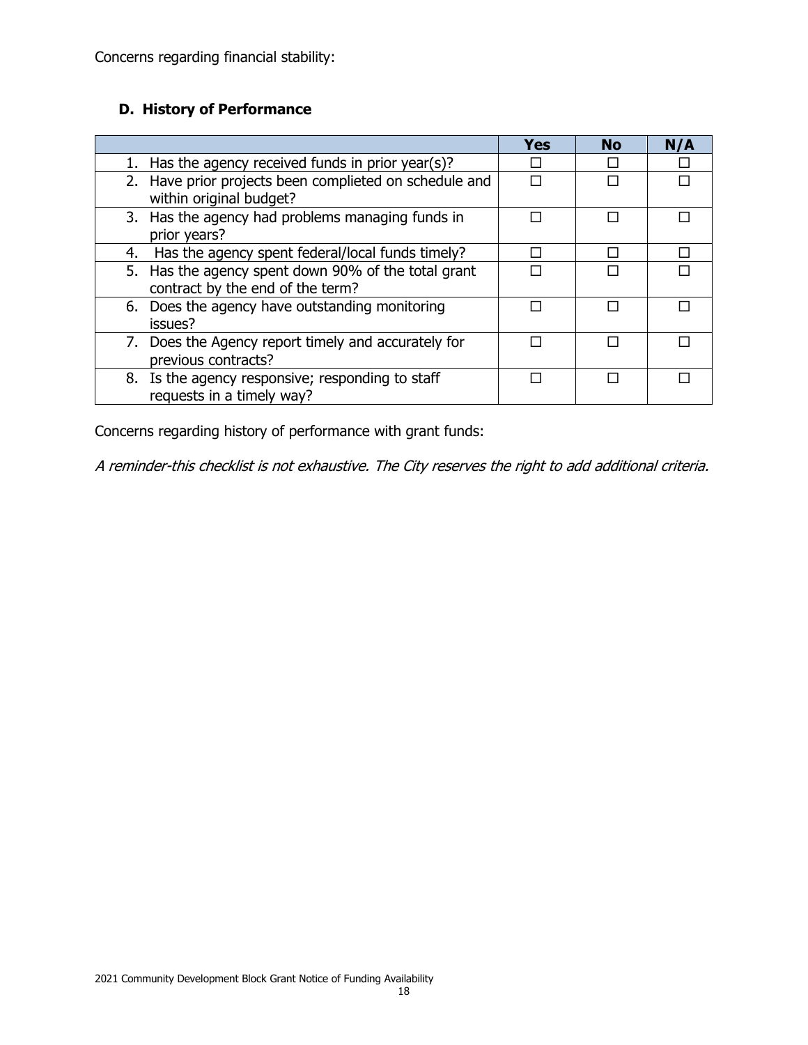Concerns regarding financial stability:

### D. History of Performance

| | Yes | No | N/A |
|---|---|---|---|
| 1. Has the agency received funds in prior year(s)? | ☐ | ☐ | ☐ |
| 2. Have prior projects been complieted on schedule and within original budget? | ☐ | ☐ | ☐ |
| 3. Has the agency had problems managing funds in prior years? | ☐ | ☐ | ☐ |
| 4. Has the agency spent federal/local funds timely? | ☐ | ☐ | ☐ |
| 5. Has the agency spent down 90% of the total grant contract by the end of the term? | ☐ | ☐ | ☐ |
| 6. Does the agency have outstanding monitoring issues? | ☐ | ☐ | ☐ |
| 7. Does the Agency report timely and accurately for previous contracts? | ☐ | ☐ | ☐ |
| 8. Is the agency responsive; responding to staff requests in a timely way? | ☐ | ☐ | ☐ |

Concerns regarding history of performance with grant funds:

*A reminder-this checklist is not exhaustive. The City reserves the right to add additional criteria.*